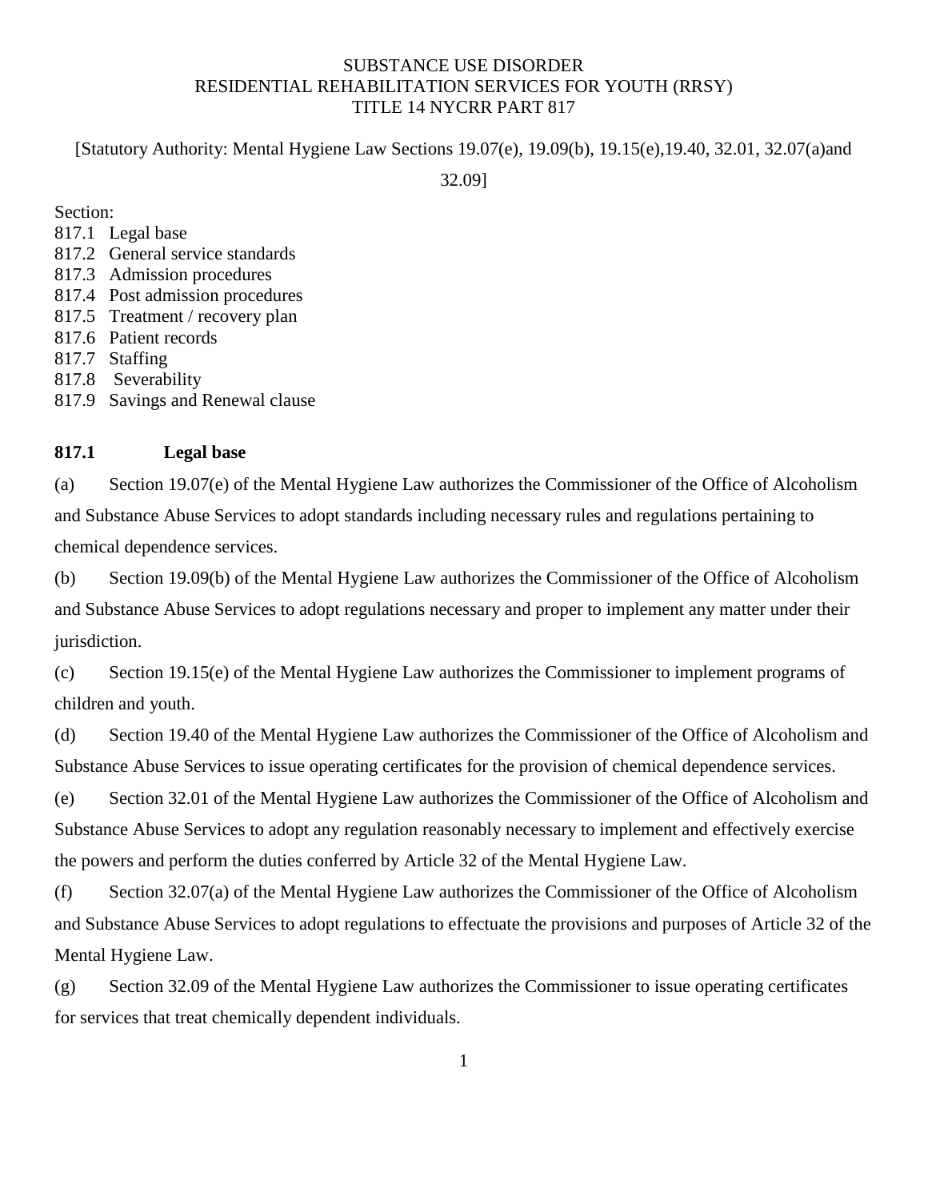SUBSTANCE USE DISORDER
RESIDENTIAL REHABILITATION SERVICES FOR YOUTH (RRSY)
TITLE 14 NYCRR PART 817

[Statutory Authority: Mental Hygiene Law Sections 19.07(e), 19.09(b), 19.15(e),19.40, 32.01, 32.07(a)and 32.09]

Section:
817.1 Legal base
817.2 General service standards
817.3 Admission procedures
817.4 Post admission procedures
817.5 Treatment / recovery plan
817.6 Patient records
817.7 Staffing
817.8 Severability
817.9 Savings and Renewal clause

**817.1 Legal base**

(a) Section 19.07(e) of the Mental Hygiene Law authorizes the Commissioner of the Office of Alcoholism and Substance Abuse Services to adopt standards including necessary rules and regulations pertaining to chemical dependence services.

(b) Section 19.09(b) of the Mental Hygiene Law authorizes the Commissioner of the Office of Alcoholism and Substance Abuse Services to adopt regulations necessary and proper to implement any matter under their jurisdiction.

(c) Section 19.15(e) of the Mental Hygiene Law authorizes the Commissioner to implement programs of children and youth.

(d) Section 19.40 of the Mental Hygiene Law authorizes the Commissioner of the Office of Alcoholism and Substance Abuse Services to issue operating certificates for the provision of chemical dependence services.

(e) Section 32.01 of the Mental Hygiene Law authorizes the Commissioner of the Office of Alcoholism and Substance Abuse Services to adopt any regulation reasonably necessary to implement and effectively exercise the powers and perform the duties conferred by Article 32 of the Mental Hygiene Law.

(f) Section 32.07(a) of the Mental Hygiene Law authorizes the Commissioner of the Office of Alcoholism and Substance Abuse Services to adopt regulations to effectuate the provisions and purposes of Article 32 of the Mental Hygiene Law.

(g) Section 32.09 of the Mental Hygiene Law authorizes the Commissioner to issue operating certificates for services that treat chemically dependent individuals.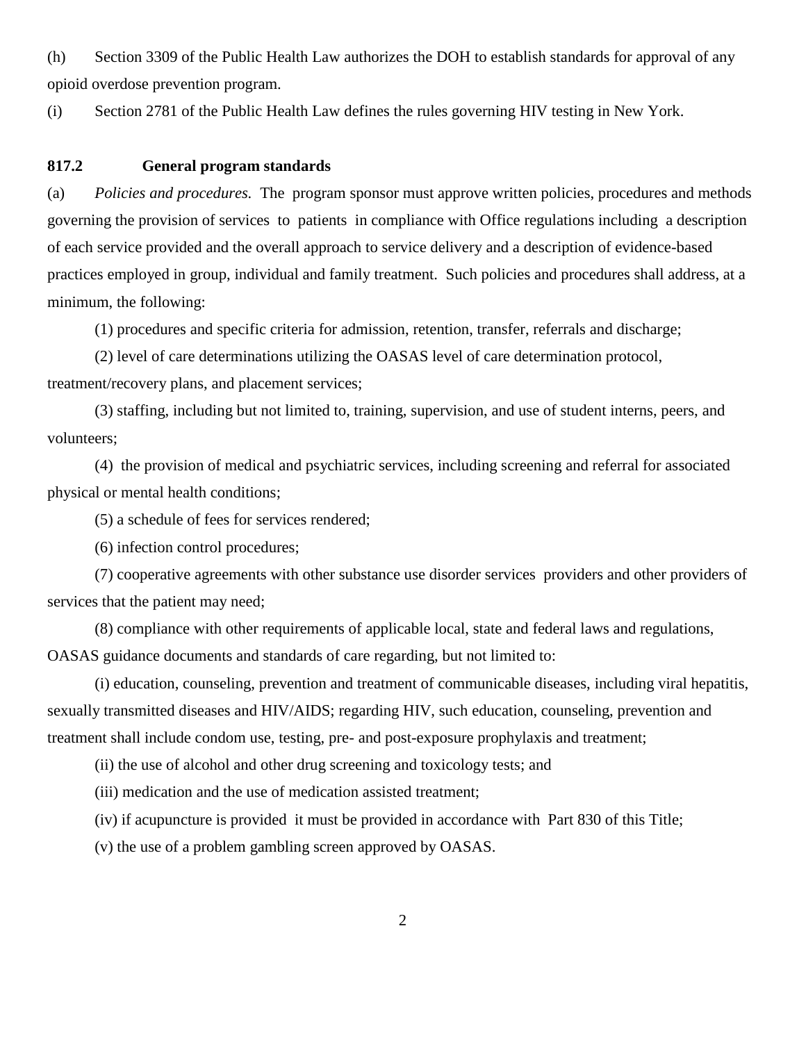(h) Section 3309 of the Public Health Law authorizes the DOH to establish standards for approval of any opioid overdose prevention program.

(i) Section 2781 of the Public Health Law defines the rules governing HIV testing in New York.

### 817.2 General program standards

(a) *Policies and procedures.* The program sponsor must approve written policies, procedures and methods governing the provision of services to patients in compliance with Office regulations including a description of each service provided and the overall approach to service delivery and a description of evidence-based practices employed in group, individual and family treatment. Such policies and procedures shall address, at a minimum, the following:

(1) procedures and specific criteria for admission, retention, transfer, referrals and discharge;

(2) level of care determinations utilizing the OASAS level of care determination protocol, treatment/recovery plans, and placement services;

(3) staffing, including but not limited to, training, supervision, and use of student interns, peers, and volunteers;

(4) the provision of medical and psychiatric services, including screening and referral for associated physical or mental health conditions;

(5) a schedule of fees for services rendered;

(6) infection control procedures;

(7) cooperative agreements with other substance use disorder services providers and other providers of services that the patient may need;

(8) compliance with other requirements of applicable local, state and federal laws and regulations, OASAS guidance documents and standards of care regarding, but not limited to:

(i) education, counseling, prevention and treatment of communicable diseases, including viral hepatitis, sexually transmitted diseases and HIV/AIDS; regarding HIV, such education, counseling, prevention and treatment shall include condom use, testing, pre- and post-exposure prophylaxis and treatment;

(ii) the use of alcohol and other drug screening and toxicology tests; and

(iii) medication and the use of medication assisted treatment;

(iv) if acupuncture is provided it must be provided in accordance with Part 830 of this Title;

(v) the use of a problem gambling screen approved by OASAS.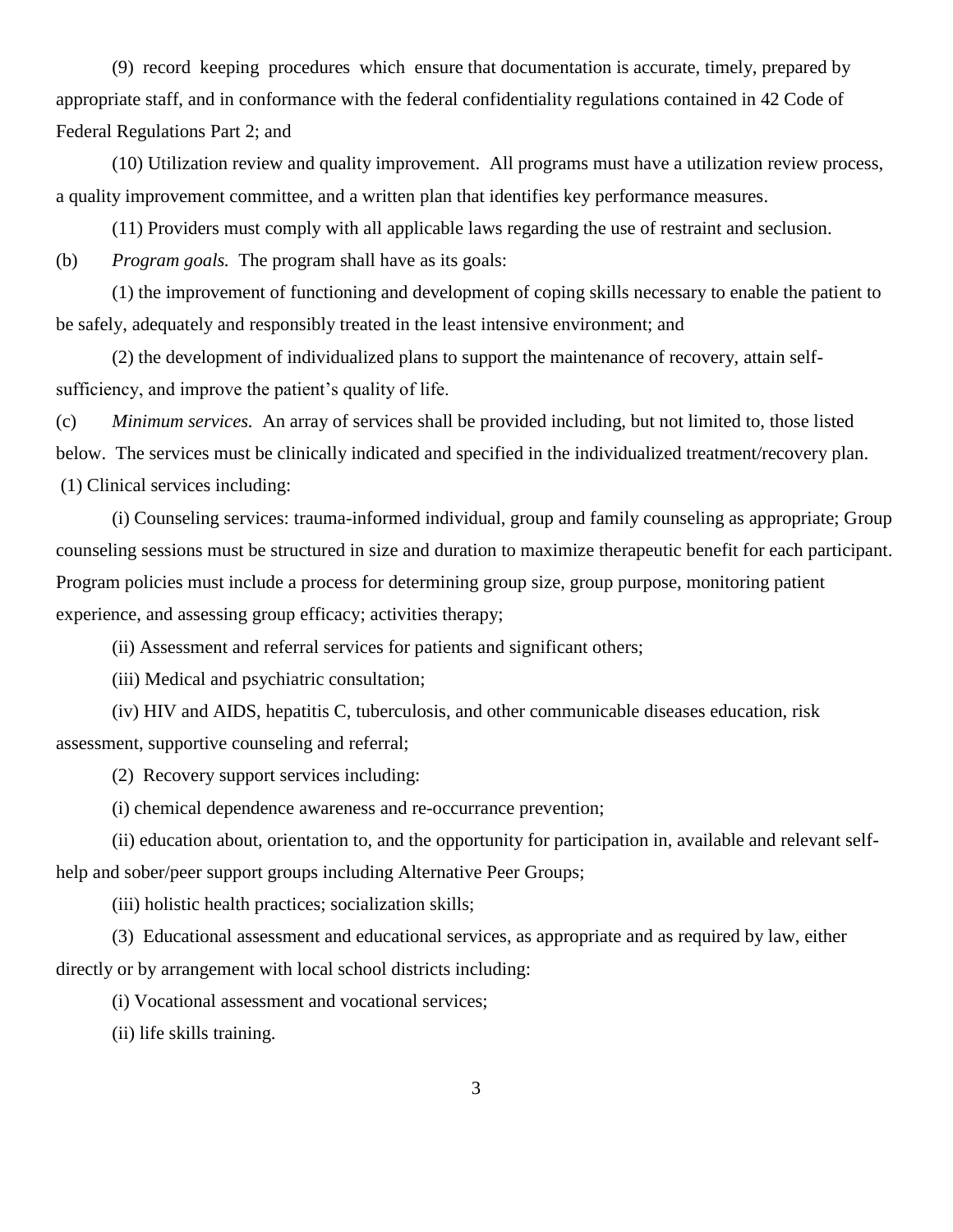(9) record keeping procedures which ensure that documentation is accurate, timely, prepared by appropriate staff, and in conformance with the federal confidentiality regulations contained in 42 Code of Federal Regulations Part 2; and

(10) Utilization review and quality improvement. All programs must have a utilization review process, a quality improvement committee, and a written plan that identifies key performance measures.

(11) Providers must comply with all applicable laws regarding the use of restraint and seclusion.

(b) *Program goals.* The program shall have as its goals:

(1) the improvement of functioning and development of coping skills necessary to enable the patient to be safely, adequately and responsibly treated in the least intensive environment; and

(2) the development of individualized plans to support the maintenance of recovery, attain self-sufficiency, and improve the patient's quality of life.

(c) *Minimum services.* An array of services shall be provided including, but not limited to, those listed below. The services must be clinically indicated and specified in the individualized treatment/recovery plan.

(1) Clinical services including:

(i) Counseling services: trauma-informed individual, group and family counseling as appropriate; Group counseling sessions must be structured in size and duration to maximize therapeutic benefit for each participant. Program policies must include a process for determining group size, group purpose, monitoring patient experience, and assessing group efficacy; activities therapy;

(ii) Assessment and referral services for patients and significant others;

(iii) Medical and psychiatric consultation;

(iv) HIV and AIDS, hepatitis C, tuberculosis, and other communicable diseases education, risk assessment, supportive counseling and referral;

(2) Recovery support services including:

(i) chemical dependence awareness and re-occurrance prevention;

(ii) education about, orientation to, and the opportunity for participation in, available and relevant self-help and sober/peer support groups including Alternative Peer Groups;

(iii) holistic health practices; socialization skills;

(3) Educational assessment and educational services, as appropriate and as required by law, either directly or by arrangement with local school districts including:

(i) Vocational assessment and vocational services;

(ii) life skills training.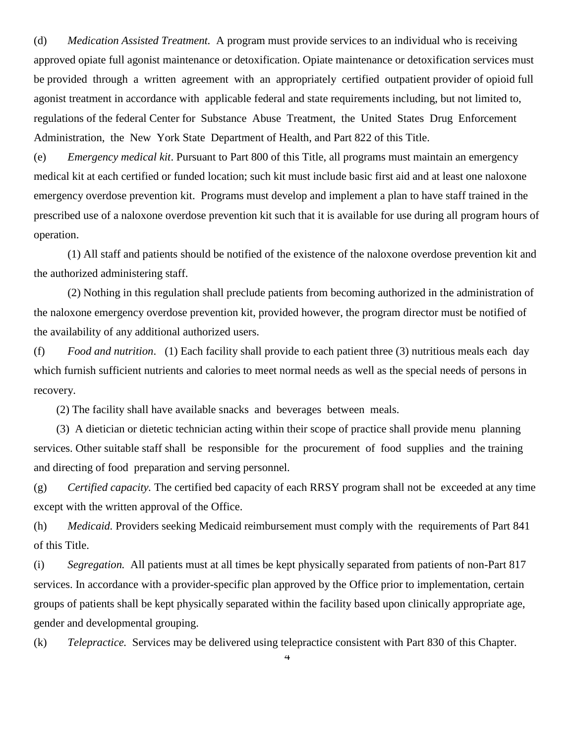(d) *Medication Assisted Treatment.* A program must provide services to an individual who is receiving approved opiate full agonist maintenance or detoxification. Opiate maintenance or detoxification services must be provided through a written agreement with an appropriately certified outpatient provider of opioid full agonist treatment in accordance with applicable federal and state requirements including, but not limited to, regulations of the federal Center for Substance Abuse Treatment, the United States Drug Enforcement Administration, the New York State Department of Health, and Part 822 of this Title.

(e) *Emergency medical kit*. Pursuant to Part 800 of this Title, all programs must maintain an emergency medical kit at each certified or funded location; such kit must include basic first aid and at least one naloxone emergency overdose prevention kit. Programs must develop and implement a plan to have staff trained in the prescribed use of a naloxone overdose prevention kit such that it is available for use during all program hours of operation.

(1) All staff and patients should be notified of the existence of the naloxone overdose prevention kit and the authorized administering staff.

(2) Nothing in this regulation shall preclude patients from becoming authorized in the administration of the naloxone emergency overdose prevention kit, provided however, the program director must be notified of the availability of any additional authorized users.

(f) *Food and nutrition*. (1) Each facility shall provide to each patient three (3) nutritious meals each day which furnish sufficient nutrients and calories to meet normal needs as well as the special needs of persons in recovery.

(2) The facility shall have available snacks and beverages between meals.

(3) A dietician or dietetic technician acting within their scope of practice shall provide menu planning services. Other suitable staff shall be responsible for the procurement of food supplies and the training and directing of food preparation and serving personnel.

(g) *Certified capacity.* The certified bed capacity of each RRSY program shall not be exceeded at any time except with the written approval of the Office.

(h) *Medicaid.* Providers seeking Medicaid reimbursement must comply with the requirements of Part 841 of this Title.

(i) *Segregation.* All patients must at all times be kept physically separated from patients of non-Part 817 services. In accordance with a provider-specific plan approved by the Office prior to implementation, certain groups of patients shall be kept physically separated within the facility based upon clinically appropriate age, gender and developmental grouping.

(k) *Telepractice.* Services may be delivered using telepractice consistent with Part 830 of this Chapter.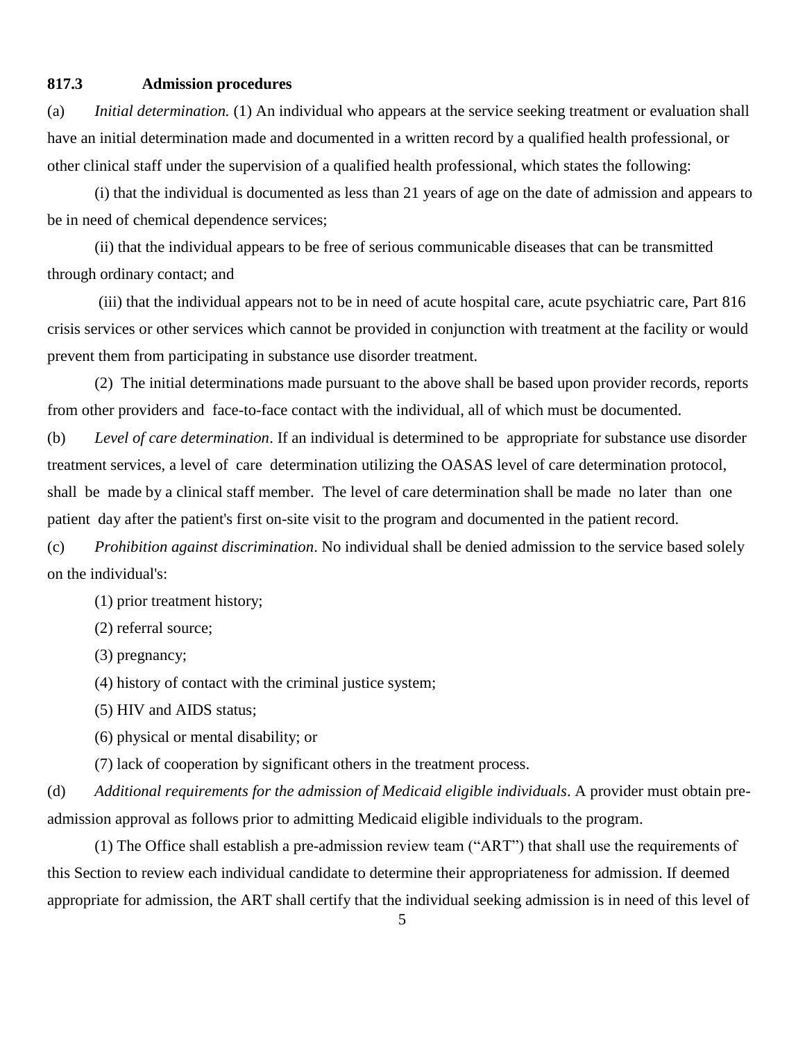**817.3 Admission procedures**

(a) *Initial determination.* (1) An individual who appears at the service seeking treatment or evaluation shall have an initial determination made and documented in a written record by a qualified health professional, or other clinical staff under the supervision of a qualified health professional, which states the following:

(i) that the individual is documented as less than 21 years of age on the date of admission and appears to be in need of chemical dependence services;

(ii) that the individual appears to be free of serious communicable diseases that can be transmitted through ordinary contact; and

(iii) that the individual appears not to be in need of acute hospital care, acute psychiatric care, Part 816 crisis services or other services which cannot be provided in conjunction with treatment at the facility or would prevent them from participating in substance use disorder treatment.

(2) The initial determinations made pursuant to the above shall be based upon provider records, reports from other providers and face-to-face contact with the individual, all of which must be documented.

(b) *Level of care determination*. If an individual is determined to be appropriate for substance use disorder treatment services, a level of care determination utilizing the OASAS level of care determination protocol, shall be made by a clinical staff member. The level of care determination shall be made no later than one patient day after the patient's first on-site visit to the program and documented in the patient record.

(c) *Prohibition against discrimination*. No individual shall be denied admission to the service based solely on the individual's:

(1) prior treatment history;

(2) referral source;

(3) pregnancy;

(4) history of contact with the criminal justice system;

(5) HIV and AIDS status;

(6) physical or mental disability; or

(7) lack of cooperation by significant others in the treatment process.

(d) *Additional requirements for the admission of Medicaid eligible individuals*. A provider must obtain pre-admission approval as follows prior to admitting Medicaid eligible individuals to the program.

(1) The Office shall establish a pre-admission review team ("ART") that shall use the requirements of this Section to review each individual candidate to determine their appropriateness for admission. If deemed appropriate for admission, the ART shall certify that the individual seeking admission is in need of this level of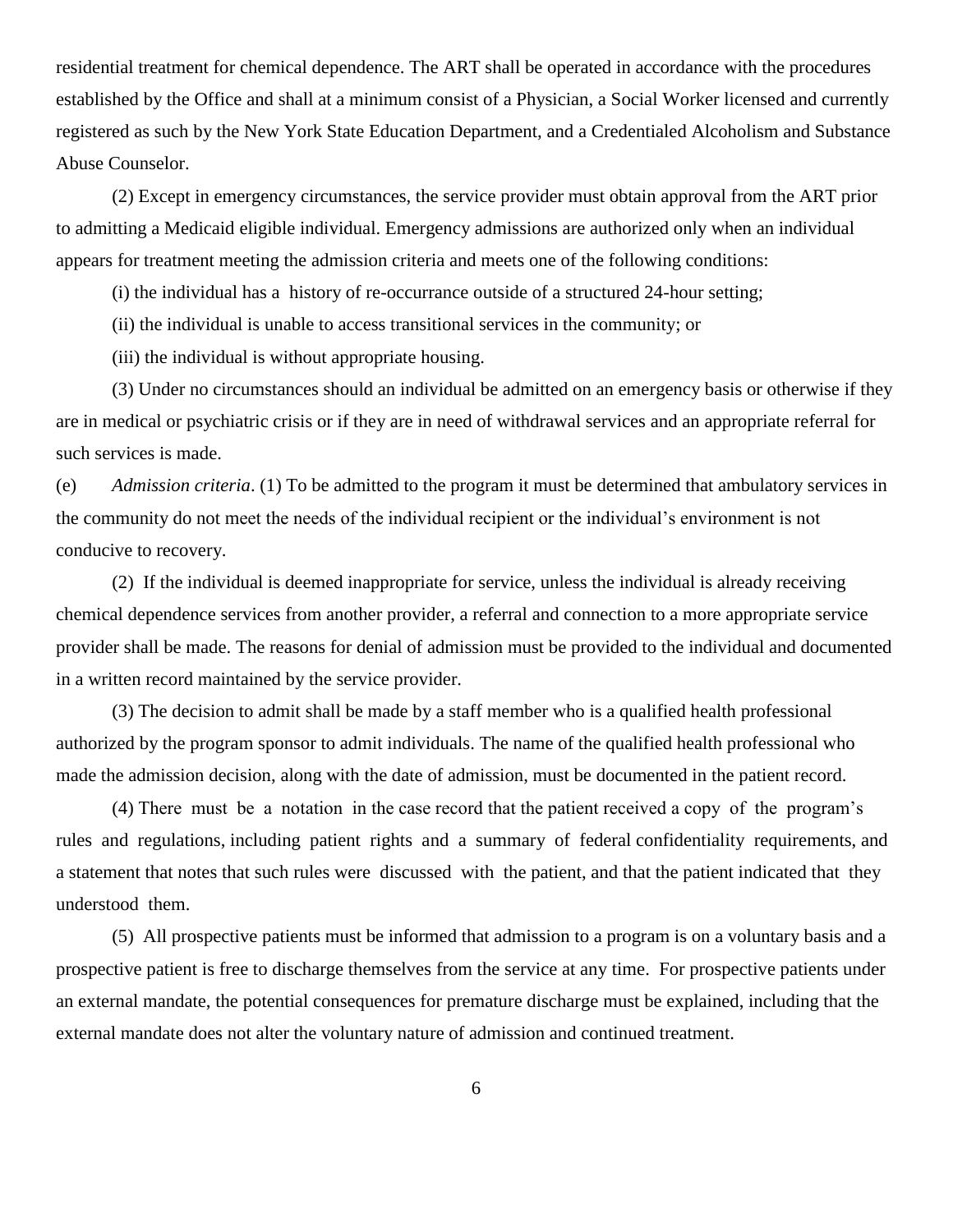residential treatment for chemical dependence. The ART shall be operated in accordance with the procedures established by the Office and shall at a minimum consist of a Physician, a Social Worker licensed and currently registered as such by the New York State Education Department, and a Credentialed Alcoholism and Substance Abuse Counselor.

(2) Except in emergency circumstances, the service provider must obtain approval from the ART prior to admitting a Medicaid eligible individual. Emergency admissions are authorized only when an individual appears for treatment meeting the admission criteria and meets one of the following conditions:

(i) the individual has a history of re-occurrance outside of a structured 24-hour setting;

(ii) the individual is unable to access transitional services in the community; or

(iii) the individual is without appropriate housing.

(3) Under no circumstances should an individual be admitted on an emergency basis or otherwise if they are in medical or psychiatric crisis or if they are in need of withdrawal services and an appropriate referral for such services is made.

(e) *Admission criteria*. (1) To be admitted to the program it must be determined that ambulatory services in the community do not meet the needs of the individual recipient or the individual's environment is not conducive to recovery.

(2) If the individual is deemed inappropriate for service, unless the individual is already receiving chemical dependence services from another provider, a referral and connection to a more appropriate service provider shall be made. The reasons for denial of admission must be provided to the individual and documented in a written record maintained by the service provider.

(3) The decision to admit shall be made by a staff member who is a qualified health professional authorized by the program sponsor to admit individuals. The name of the qualified health professional who made the admission decision, along with the date of admission, must be documented in the patient record.

(4) There must be a notation in the case record that the patient received a copy of the program's rules and regulations, including patient rights and a summary of federal confidentiality requirements, and a statement that notes that such rules were discussed with the patient, and that the patient indicated that they understood them.

(5) All prospective patients must be informed that admission to a program is on a voluntary basis and a prospective patient is free to discharge themselves from the service at any time. For prospective patients under an external mandate, the potential consequences for premature discharge must be explained, including that the external mandate does not alter the voluntary nature of admission and continued treatment.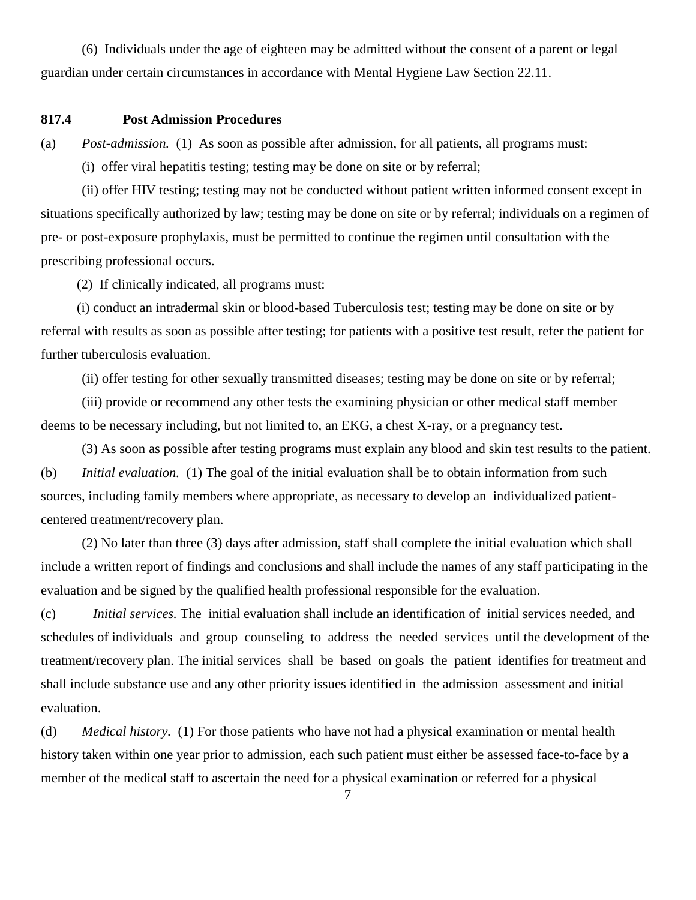(6) Individuals under the age of eighteen may be admitted without the consent of a parent or legal guardian under certain circumstances in accordance with Mental Hygiene Law Section 22.11.

**817.4 Post Admission Procedures**

(a) *Post-admission.* (1) As soon as possible after admission, for all patients, all programs must:

(i) offer viral hepatitis testing; testing may be done on site or by referral;

(ii) offer HIV testing; testing may not be conducted without patient written informed consent except in situations specifically authorized by law; testing may be done on site or by referral; individuals on a regimen of pre- or post-exposure prophylaxis, must be permitted to continue the regimen until consultation with the prescribing professional occurs.

(2) If clinically indicated, all programs must:

(i) conduct an intradermal skin or blood-based Tuberculosis test; testing may be done on site or by referral with results as soon as possible after testing; for patients with a positive test result, refer the patient for further tuberculosis evaluation.

(ii) offer testing for other sexually transmitted diseases; testing may be done on site or by referral;

(iii) provide or recommend any other tests the examining physician or other medical staff member deems to be necessary including, but not limited to, an EKG, a chest X-ray, or a pregnancy test.

(3) As soon as possible after testing programs must explain any blood and skin test results to the patient.

(b) *Initial evaluation.* (1) The goal of the initial evaluation shall be to obtain information from such sources, including family members where appropriate, as necessary to develop an individualized patient-centered treatment/recovery plan.

(2) No later than three (3) days after admission, staff shall complete the initial evaluation which shall include a written report of findings and conclusions and shall include the names of any staff participating in the evaluation and be signed by the qualified health professional responsible for the evaluation.

(c) *Initial services.* The initial evaluation shall include an identification of initial services needed, and schedules of individuals and group counseling to address the needed services until the development of the treatment/recovery plan. The initial services shall be based on goals the patient identifies for treatment and shall include substance use and any other priority issues identified in the admission assessment and initial evaluation.

(d) *Medical history.* (1) For those patients who have not had a physical examination or mental health history taken within one year prior to admission, each such patient must either be assessed face-to-face by a member of the medical staff to ascertain the need for a physical examination or referred for a physical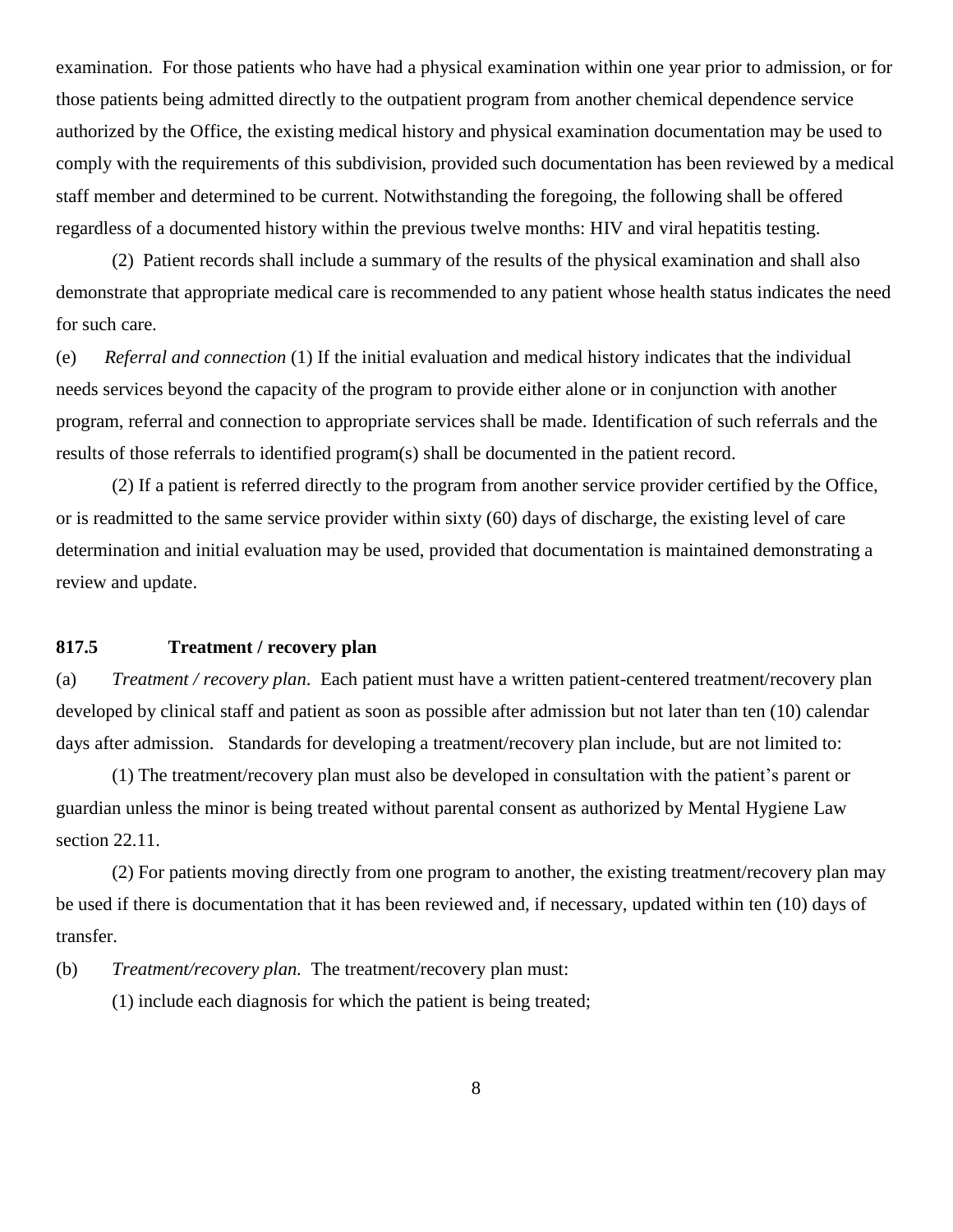examination. For those patients who have had a physical examination within one year prior to admission, or for those patients being admitted directly to the outpatient program from another chemical dependence service authorized by the Office, the existing medical history and physical examination documentation may be used to comply with the requirements of this subdivision, provided such documentation has been reviewed by a medical staff member and determined to be current. Notwithstanding the foregoing, the following shall be offered regardless of a documented history within the previous twelve months: HIV and viral hepatitis testing.

(2) Patient records shall include a summary of the results of the physical examination and shall also demonstrate that appropriate medical care is recommended to any patient whose health status indicates the need for such care.

(e) *Referral and connection* (1) If the initial evaluation and medical history indicates that the individual needs services beyond the capacity of the program to provide either alone or in conjunction with another program, referral and connection to appropriate services shall be made. Identification of such referrals and the results of those referrals to identified program(s) shall be documented in the patient record.

(2) If a patient is referred directly to the program from another service provider certified by the Office, or is readmitted to the same service provider within sixty (60) days of discharge, the existing level of care determination and initial evaluation may be used, provided that documentation is maintained demonstrating a review and update.

**817.5 Treatment / recovery plan**

(a) *Treatment / recovery plan*. Each patient must have a written patient-centered treatment/recovery plan developed by clinical staff and patient as soon as possible after admission but not later than ten (10) calendar days after admission. Standards for developing a treatment/recovery plan include, but are not limited to:

(1) The treatment/recovery plan must also be developed in consultation with the patient's parent or guardian unless the minor is being treated without parental consent as authorized by Mental Hygiene Law section 22.11.

(2) For patients moving directly from one program to another, the existing treatment/recovery plan may be used if there is documentation that it has been reviewed and, if necessary, updated within ten (10) days of transfer.

(b) *Treatment/recovery plan.* The treatment/recovery plan must:

(1) include each diagnosis for which the patient is being treated;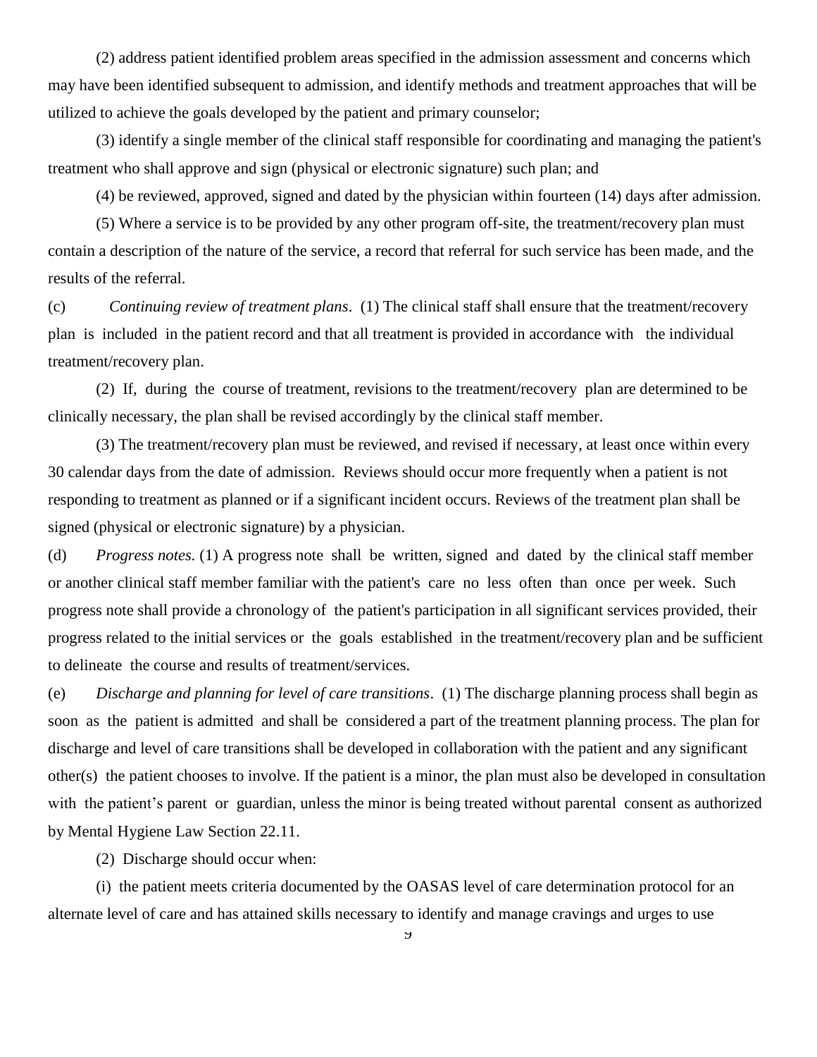(2) address patient identified problem areas specified in the admission assessment and concerns which may have been identified subsequent to admission, and identify methods and treatment approaches that will be utilized to achieve the goals developed by the patient and primary counselor;

(3) identify a single member of the clinical staff responsible for coordinating and managing the patient's treatment who shall approve and sign (physical or electronic signature) such plan; and

(4) be reviewed, approved, signed and dated by the physician within fourteen (14) days after admission.

(5) Where a service is to be provided by any other program off-site, the treatment/recovery plan must contain a description of the nature of the service, a record that referral for such service has been made, and the results of the referral.

(c) *Continuing review of treatment plans*. (1) The clinical staff shall ensure that the treatment/recovery plan is included in the patient record and that all treatment is provided in accordance with the individual treatment/recovery plan.

(2) If, during the course of treatment, revisions to the treatment/recovery plan are determined to be clinically necessary, the plan shall be revised accordingly by the clinical staff member.

(3) The treatment/recovery plan must be reviewed, and revised if necessary, at least once within every 30 calendar days from the date of admission. Reviews should occur more frequently when a patient is not responding to treatment as planned or if a significant incident occurs. Reviews of the treatment plan shall be signed (physical or electronic signature) by a physician.

(d) *Progress notes.* (1) A progress note shall be written, signed and dated by the clinical staff member or another clinical staff member familiar with the patient's care no less often than once per week. Such progress note shall provide a chronology of the patient's participation in all significant services provided, their progress related to the initial services or the goals established in the treatment/recovery plan and be sufficient to delineate the course and results of treatment/services.

(e) *Discharge and planning for level of care transitions*. (1) The discharge planning process shall begin as soon as the patient is admitted and shall be considered a part of the treatment planning process. The plan for discharge and level of care transitions shall be developed in collaboration with the patient and any significant other(s) the patient chooses to involve. If the patient is a minor, the plan must also be developed in consultation with the patient's parent or guardian, unless the minor is being treated without parental consent as authorized by Mental Hygiene Law Section 22.11.

(2) Discharge should occur when:

(i) the patient meets criteria documented by the OASAS level of care determination protocol for an alternate level of care and has attained skills necessary to identify and manage cravings and urges to use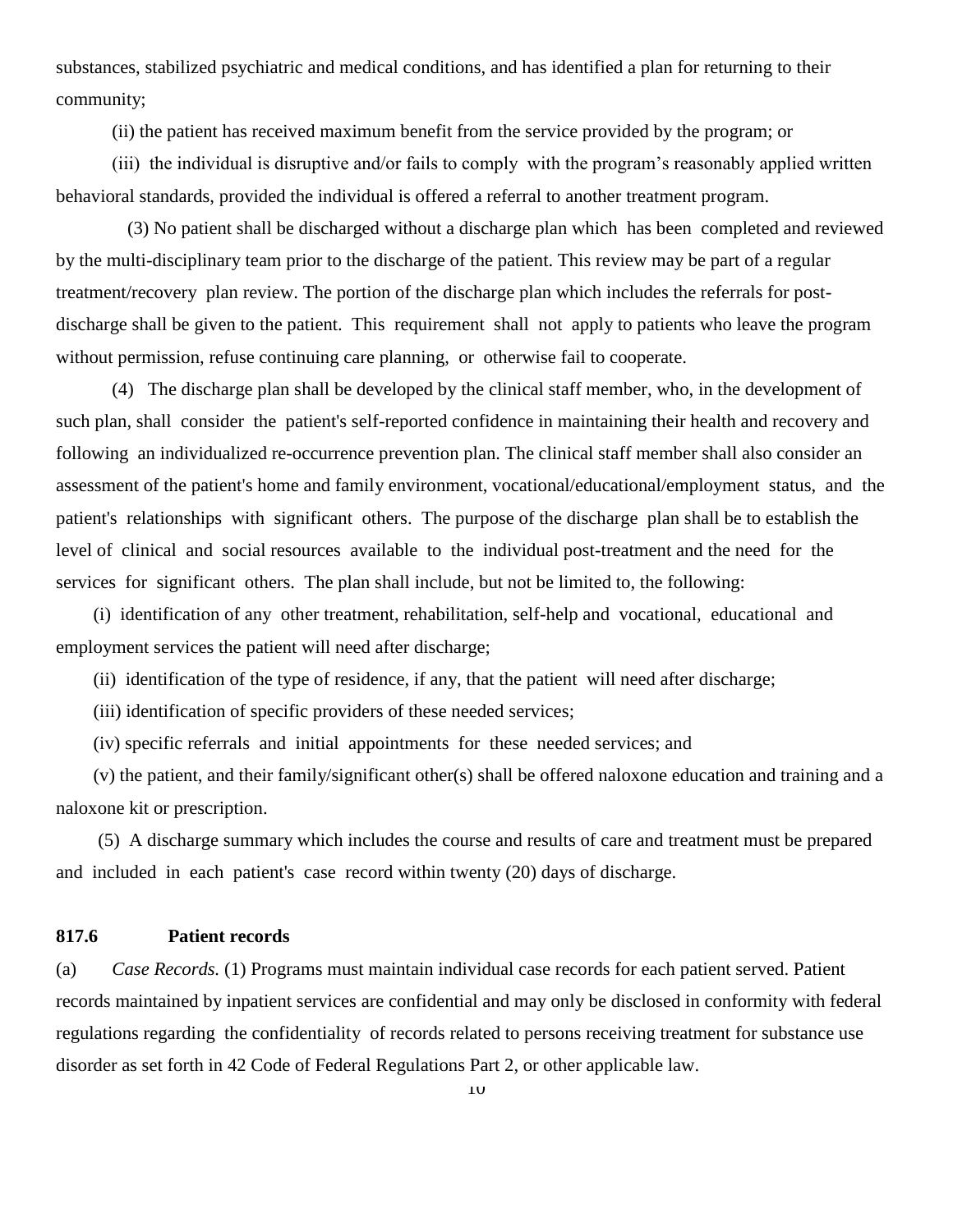substances, stabilized psychiatric and medical conditions, and has identified a plan for returning to their community;

(ii) the patient has received maximum benefit from the service provided by the program; or

(iii) the individual is disruptive and/or fails to comply with the program's reasonably applied written behavioral standards, provided the individual is offered a referral to another treatment program.

(3) No patient shall be discharged without a discharge plan which has been completed and reviewed by the multi-disciplinary team prior to the discharge of the patient. This review may be part of a regular treatment/recovery plan review. The portion of the discharge plan which includes the referrals for post-discharge shall be given to the patient. This requirement shall not apply to patients who leave the program without permission, refuse continuing care planning, or otherwise fail to cooperate.

(4) The discharge plan shall be developed by the clinical staff member, who, in the development of such plan, shall consider the patient's self-reported confidence in maintaining their health and recovery and following an individualized re-occurrence prevention plan. The clinical staff member shall also consider an assessment of the patient's home and family environment, vocational/educational/employment status, and the patient's relationships with significant others. The purpose of the discharge plan shall be to establish the level of clinical and social resources available to the individual post-treatment and the need for the services for significant others. The plan shall include, but not be limited to, the following:

(i) identification of any other treatment, rehabilitation, self-help and vocational, educational and employment services the patient will need after discharge;

(ii) identification of the type of residence, if any, that the patient will need after discharge;

(iii) identification of specific providers of these needed services;

(iv) specific referrals and initial appointments for these needed services; and

(v) the patient, and their family/significant other(s) shall be offered naloxone education and training and a naloxone kit or prescription.

(5) A discharge summary which includes the course and results of care and treatment must be prepared and included in each patient's case record within twenty (20) days of discharge.

**817.6 Patient records**

(a) *Case Records.* (1) Programs must maintain individual case records for each patient served. Patient records maintained by inpatient services are confidential and may only be disclosed in conformity with federal regulations regarding the confidentiality of records related to persons receiving treatment for substance use disorder as set forth in 42 Code of Federal Regulations Part 2, or other applicable law.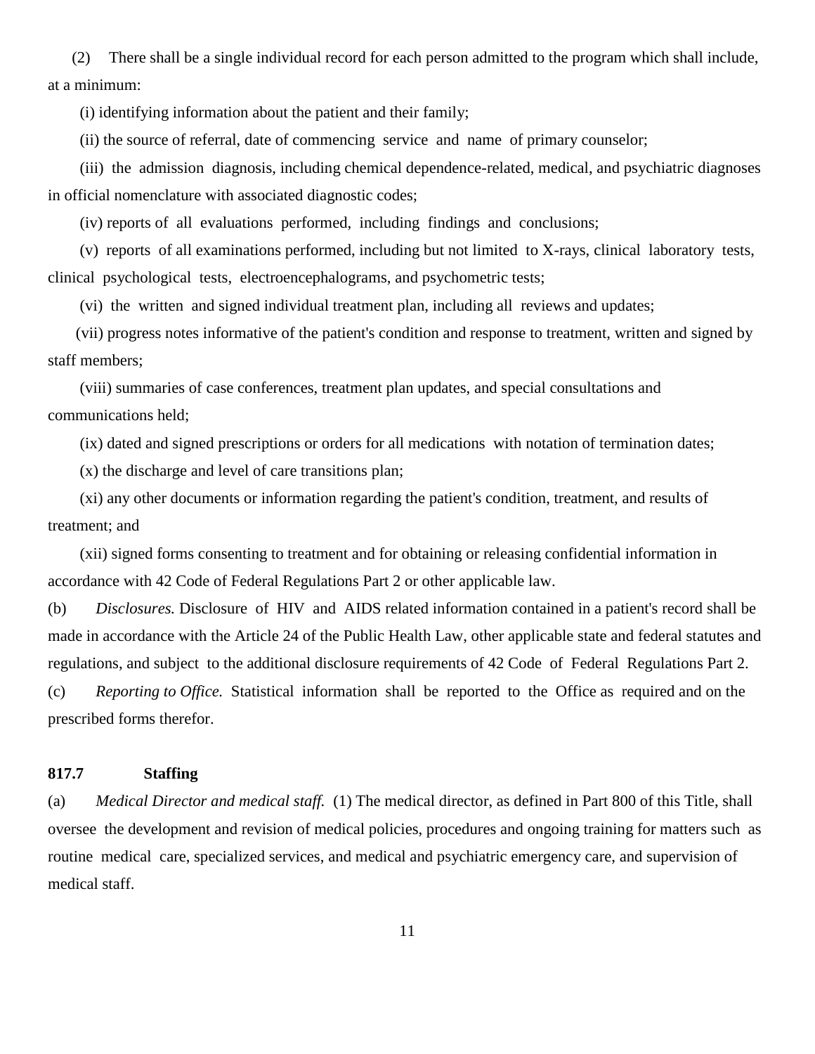(2) There shall be a single individual record for each person admitted to the program which shall include, at a minimum:

(i) identifying information about the patient and their family;

(ii) the source of referral, date of commencing service and name of primary counselor;

(iii) the admission diagnosis, including chemical dependence-related, medical, and psychiatric diagnoses in official nomenclature with associated diagnostic codes;

(iv) reports of all evaluations performed, including findings and conclusions;

(v) reports of all examinations performed, including but not limited to X-rays, clinical laboratory tests, clinical psychological tests, electroencephalograms, and psychometric tests;

(vi) the written and signed individual treatment plan, including all reviews and updates;

(vii) progress notes informative of the patient's condition and response to treatment, written and signed by staff members;

(viii) summaries of case conferences, treatment plan updates, and special consultations and communications held;

(ix) dated and signed prescriptions or orders for all medications with notation of termination dates;

(x) the discharge and level of care transitions plan;

(xi) any other documents or information regarding the patient's condition, treatment, and results of treatment; and

(xii) signed forms consenting to treatment and for obtaining or releasing confidential information in accordance with 42 Code of Federal Regulations Part 2 or other applicable law.

(b) *Disclosures.* Disclosure of HIV and AIDS related information contained in a patient's record shall be made in accordance with the Article 24 of the Public Health Law, other applicable state and federal statutes and regulations, and subject to the additional disclosure requirements of 42 Code of Federal Regulations Part 2.

(c) *Reporting to Office.* Statistical information shall be reported to the Office as required and on the prescribed forms therefor.

**817.7 Staffing**

(a) *Medical Director and medical staff.* (1) The medical director, as defined in Part 800 of this Title, shall oversee the development and revision of medical policies, procedures and ongoing training for matters such as routine medical care, specialized services, and medical and psychiatric emergency care, and supervision of medical staff.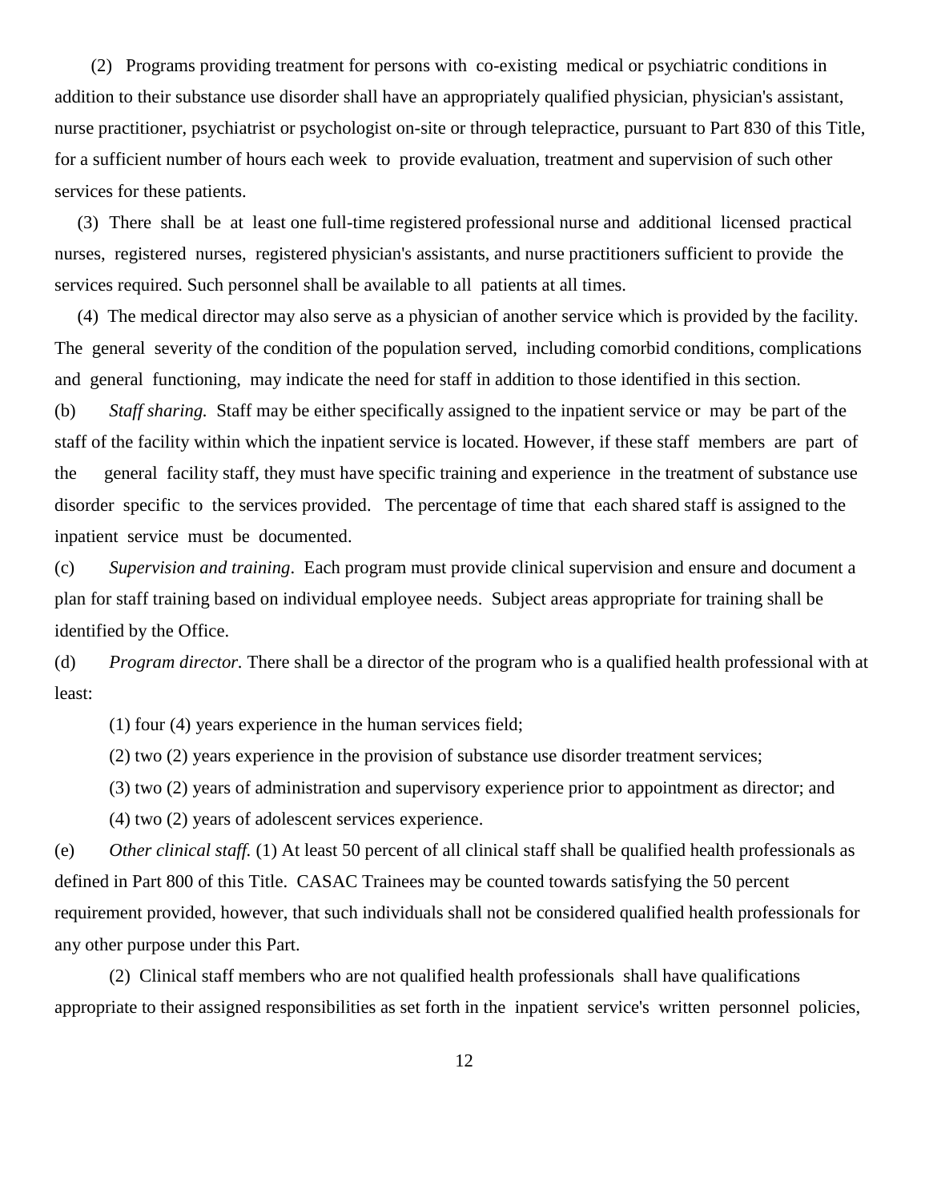(2) Programs providing treatment for persons with co-existing medical or psychiatric conditions in addition to their substance use disorder shall have an appropriately qualified physician, physician's assistant, nurse practitioner, psychiatrist or psychologist on-site or through telepractice, pursuant to Part 830 of this Title, for a sufficient number of hours each week to provide evaluation, treatment and supervision of such other services for these patients.

(3) There shall be at least one full-time registered professional nurse and additional licensed practical nurses, registered nurses, registered physician's assistants, and nurse practitioners sufficient to provide the services required. Such personnel shall be available to all patients at all times.

(4) The medical director may also serve as a physician of another service which is provided by the facility. The general severity of the condition of the population served, including comorbid conditions, complications and general functioning, may indicate the need for staff in addition to those identified in this section.

(b) *Staff sharing.* Staff may be either specifically assigned to the inpatient service or may be part of the staff of the facility within which the inpatient service is located. However, if these staff members are part of the general facility staff, they must have specific training and experience in the treatment of substance use disorder specific to the services provided. The percentage of time that each shared staff is assigned to the inpatient service must be documented.

(c) *Supervision and training*. Each program must provide clinical supervision and ensure and document a plan for staff training based on individual employee needs. Subject areas appropriate for training shall be identified by the Office.

(d) *Program director.* There shall be a director of the program who is a qualified health professional with at least:

(1) four (4) years experience in the human services field;

(2) two (2) years experience in the provision of substance use disorder treatment services;

(3) two (2) years of administration and supervisory experience prior to appointment as director; and

(4) two (2) years of adolescent services experience.

(e) *Other clinical staff.* (1) At least 50 percent of all clinical staff shall be qualified health professionals as defined in Part 800 of this Title. CASAC Trainees may be counted towards satisfying the 50 percent requirement provided, however, that such individuals shall not be considered qualified health professionals for any other purpose under this Part.

(2) Clinical staff members who are not qualified health professionals shall have qualifications appropriate to their assigned responsibilities as set forth in the inpatient service's written personnel policies,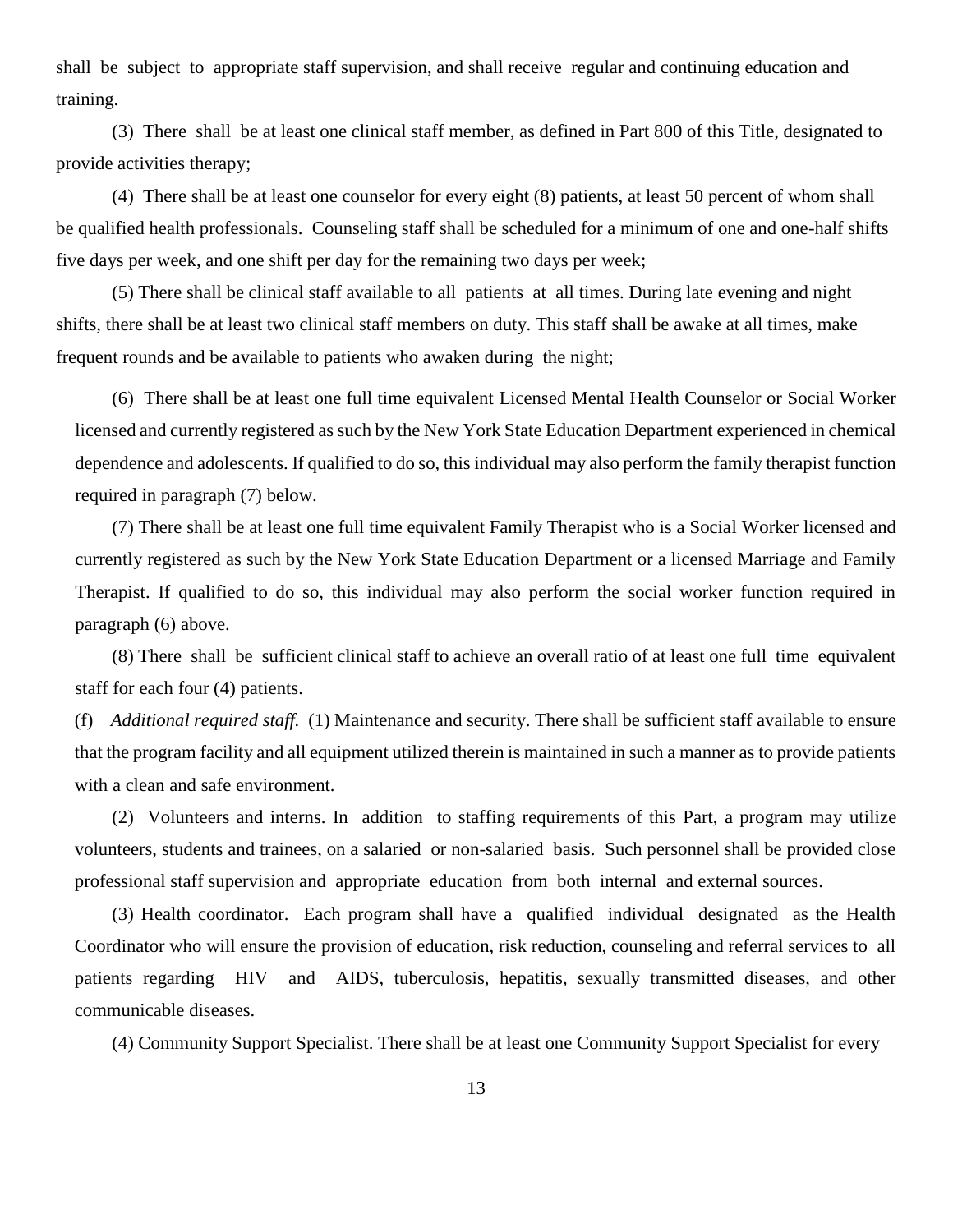shall be subject to appropriate staff supervision, and shall receive regular and continuing education and training.

(3) There shall be at least one clinical staff member, as defined in Part 800 of this Title, designated to provide activities therapy;

(4) There shall be at least one counselor for every eight (8) patients, at least 50 percent of whom shall be qualified health professionals. Counseling staff shall be scheduled for a minimum of one and one-half shifts five days per week, and one shift per day for the remaining two days per week;

(5) There shall be clinical staff available to all patients at all times. During late evening and night shifts, there shall be at least two clinical staff members on duty. This staff shall be awake at all times, make frequent rounds and be available to patients who awaken during the night;

(6) There shall be at least one full time equivalent Licensed Mental Health Counselor or Social Worker licensed and currently registered as such by the New York State Education Department experienced in chemical dependence and adolescents. If qualified to do so, this individual may also perform the family therapist function required in paragraph (7) below.

(7) There shall be at least one full time equivalent Family Therapist who is a Social Worker licensed and currently registered as such by the New York State Education Department or a licensed Marriage and Family Therapist. If qualified to do so, this individual may also perform the social worker function required in paragraph (6) above.

(8) There shall be sufficient clinical staff to achieve an overall ratio of at least one full time equivalent staff for each four (4) patients.

(f) *Additional required staff.* (1) Maintenance and security. There shall be sufficient staff available to ensure that the program facility and all equipment utilized therein is maintained in such a manner as to provide patients with a clean and safe environment.

(2) Volunteers and interns. In addition to staffing requirements of this Part, a program may utilize volunteers, students and trainees, on a salaried or non-salaried basis. Such personnel shall be provided close professional staff supervision and appropriate education from both internal and external sources.

(3) Health coordinator. Each program shall have a qualified individual designated as the Health Coordinator who will ensure the provision of education, risk reduction, counseling and referral services to all patients regarding HIV and AIDS, tuberculosis, hepatitis, sexually transmitted diseases, and other communicable diseases.

(4) Community Support Specialist. There shall be at least one Community Support Specialist for every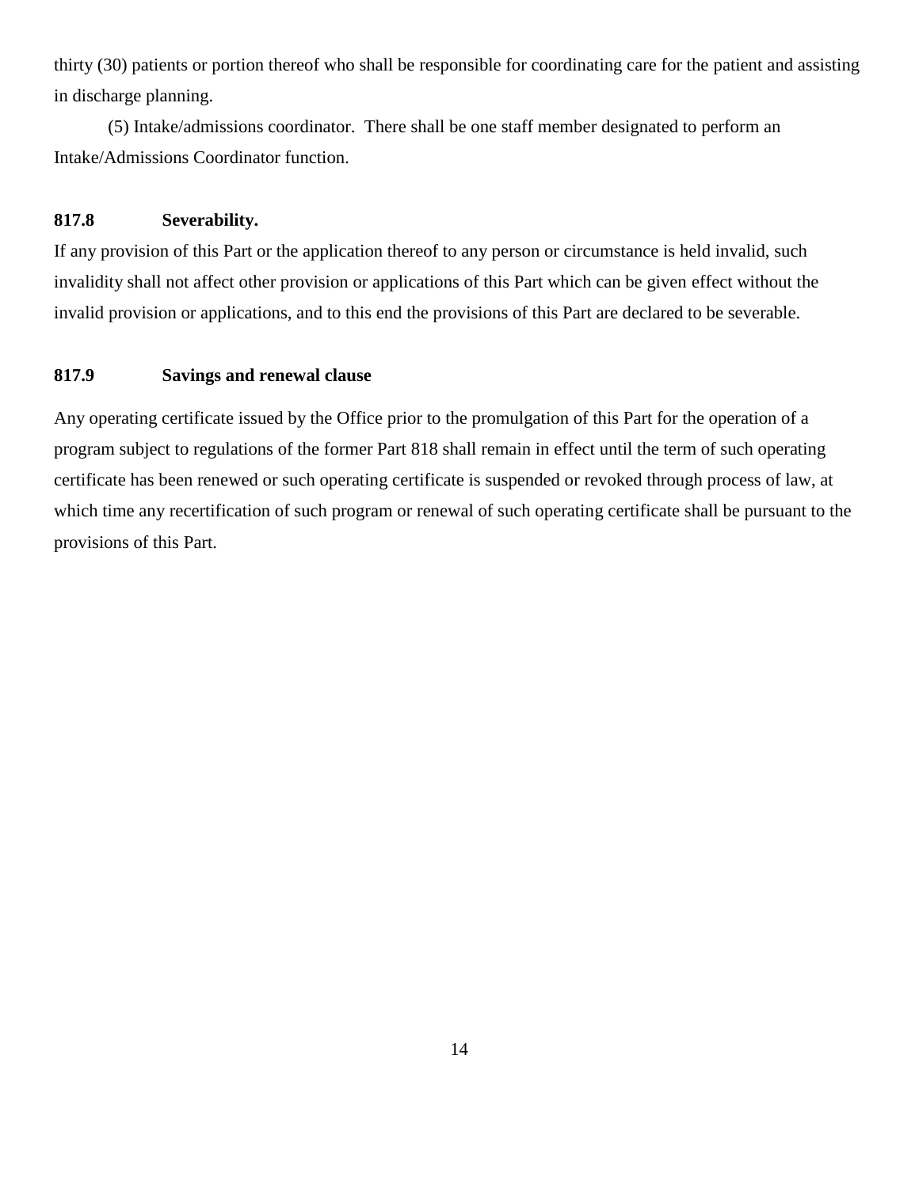thirty (30) patients or portion thereof who shall be responsible for coordinating care for the patient and assisting in discharge planning.

(5) Intake/admissions coordinator. There shall be one staff member designated to perform an Intake/Admissions Coordinator function.

**817.8 Severability.**

If any provision of this Part or the application thereof to any person or circumstance is held invalid, such invalidity shall not affect other provision or applications of this Part which can be given effect without the invalid provision or applications, and to this end the provisions of this Part are declared to be severable.

**817.9 Savings and renewal clause**

Any operating certificate issued by the Office prior to the promulgation of this Part for the operation of a program subject to regulations of the former Part 818 shall remain in effect until the term of such operating certificate has been renewed or such operating certificate is suspended or revoked through process of law, at which time any recertification of such program or renewal of such operating certificate shall be pursuant to the provisions of this Part.